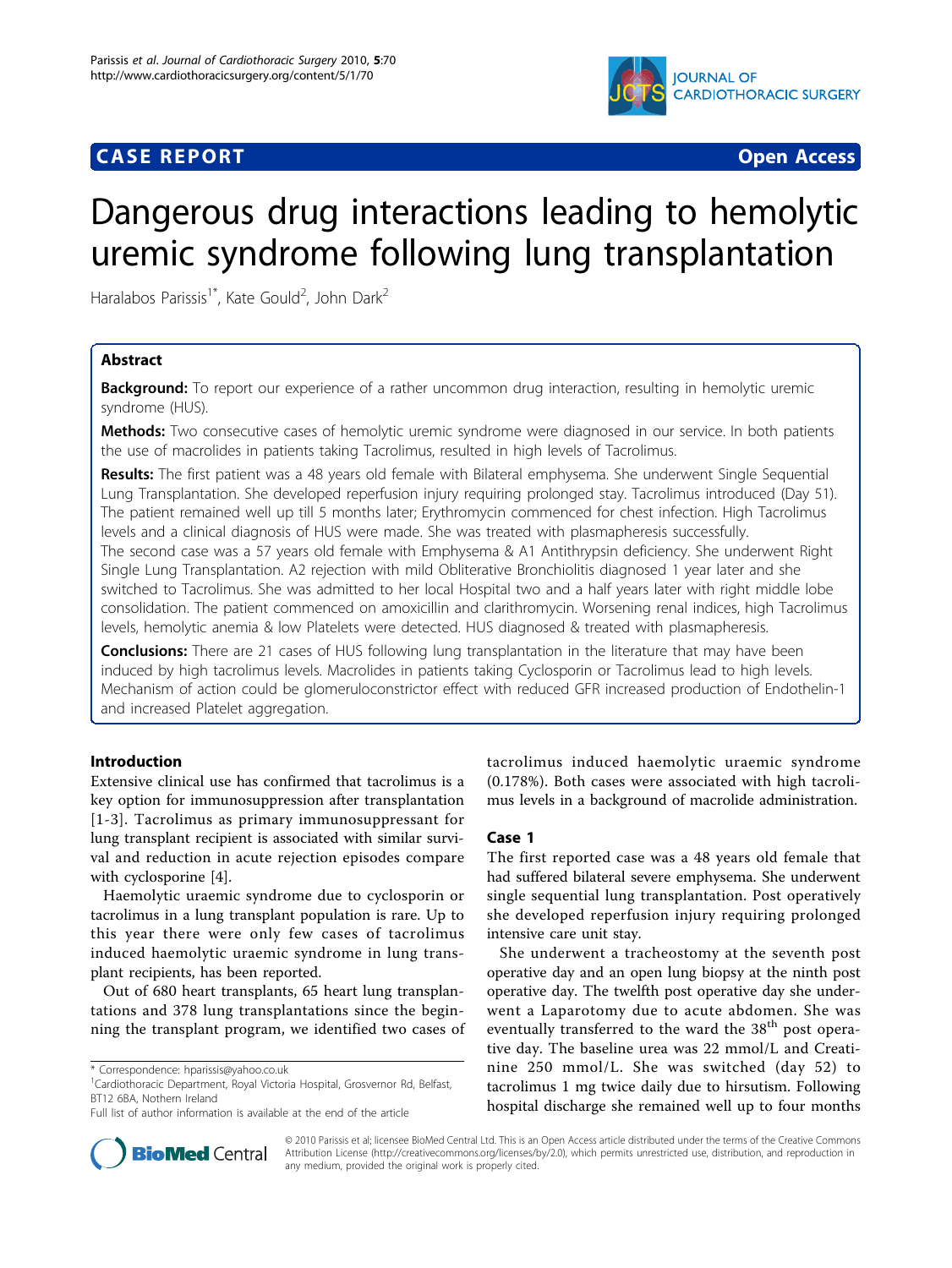CASE REPORT Open Access

# Dangerous drug interactions leading to hemolytic uremic syndrome following lung transplantation

Haralabos Parissis[1*], Kate Gould[2], John Dark[2]

## Abstract

**Background:** To report our experience of a rather uncommon drug interaction, resulting in hemolytic uremic syndrome (HUS).

**Methods:** Two consecutive cases of hemolytic uremic syndrome were diagnosed in our service. In both patients the use of macrolides in patients taking Tacrolimus, resulted in high levels of Tacrolimus.

**Results:** The first patient was a 48 years old female with Bilateral emphysema. She underwent Single Sequential Lung Transplantation. She developed reperfusion injury requiring prolonged stay. Tacrolimus introduced (Day 51). The patient remained well up till 5 months later; Erythromycin commenced for chest infection. High Tacrolimus levels and a clinical diagnosis of HUS were made. She was treated with plasmapheresis successfully.

The second case was a 57 years old female with Emphysema & A1 Antithrypsin deficiency. She underwent Right Single Lung Transplantation. A2 rejection with mild Obliterative Bronchiolitis diagnosed 1 year later and she switched to Tacrolimus. She was admitted to her local Hospital two and a half years later with right middle lobe consolidation. The patient commenced on amoxicillin and clarithromycin. Worsening renal indices, high Tacrolimus levels, hemolytic anemia & low Platelets were detected. HUS diagnosed & treated with plasmapheresis.

**Conclusions:** There are 21 cases of HUS following lung transplantation in the literature that may have been induced by high tacrolimus levels. Macrolides in patients taking Cyclosporin or Tacrolimus lead to high levels. Mechanism of action could be glomeruloconstrictor effect with reduced GFR increased production of Endothelin-1 and increased Platelet aggregation.

## Introduction

Extensive clinical use has confirmed that tacrolimus is a key option for immunosuppression after transplantation [1-3]. Tacrolimus as primary immunosuppressant for lung transplant recipient is associated with similar survival and reduction in acute rejection episodes compare with cyclosporine [4].

Haemolytic uraemic syndrome due to cyclosporin or tacrolimus in a lung transplant population is rare. Up to this year there were only few cases of tacrolimus induced haemolytic uraemic syndrome in lung transplant recipients, has been reported.

Out of 680 heart transplants, 65 heart lung transplantations and 378 lung transplantations since the beginning the transplant program, we identified two cases of tacrolimus induced haemolytic uraemic syndrome (0.178%). Both cases were associated with high tacrolimus levels in a background of macrolide administration.

## Case 1

The first reported case was a 48 years old female that had suffered bilateral severe emphysema. She underwent single sequential lung transplantation. Post operatively she developed reperfusion injury requiring prolonged intensive care unit stay.

She underwent a tracheostomy at the seventh post operative day and an open lung biopsy at the ninth post operative day. The twelfth post operative day she underwent a Laparotomy due to acute abdomen. She was eventually transferred to the ward the 38[th] post operative day. The baseline urea was 22 mmol/L and Creatinine 250 mmol/L. She was switched (day 52) to tacrolimus 1 mg twice daily due to hirsutism. Following hospital discharge she remained well up to four months

* Correspondence: hparissis@yahoo.co.uk
[1]Cardiothoracic Department, Royal Victoria Hospital, Grosvernor Rd, Belfast, BT12 6BA, Nothern Ireland
Full list of author information is available at the end of the article

© 2010 Parissis et al; licensee BioMed Central Ltd. This is an Open Access article distributed under the terms of the Creative Commons Attribution License (http://creativecommons.org/licenses/by/2.0), which permits unrestricted use, distribution, and reproduction in any medium, provided the original work is properly cited.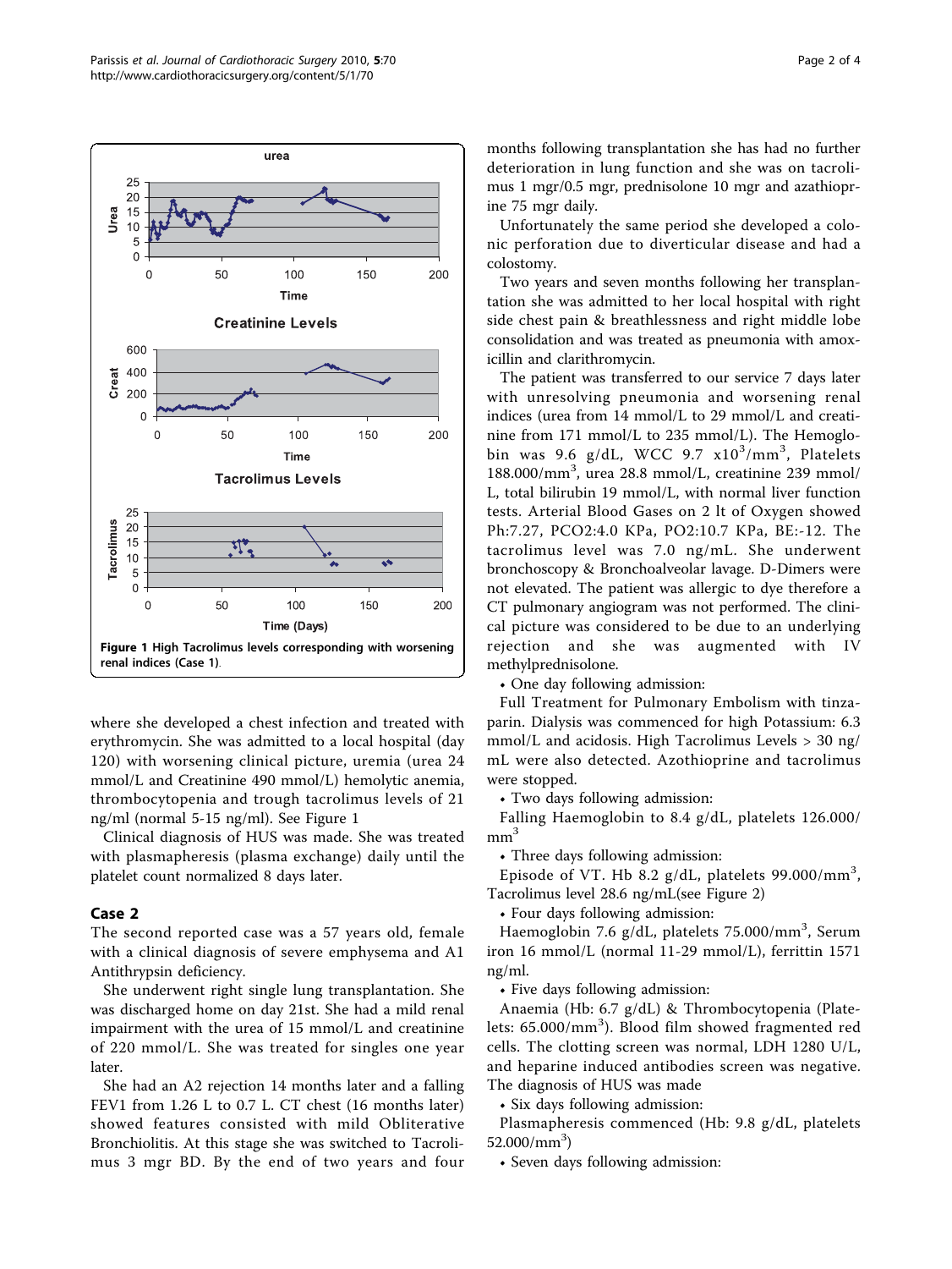Figure 1 High Tacrolimus levels corresponding with worsening renal indices (Case 1).

where she developed a chest infection and treated with erythromycin. She was admitted to a local hospital (day 120) with worsening clinical picture, uremia (urea 24 mmol/L and Creatinine 490 mmol/L) hemolytic anemia, thrombocytopenia and trough tacrolimus levels of 21 ng/ml (normal 5-15 ng/ml). See Figure 1

Clinical diagnosis of HUS was made. She was treated with plasmapheresis (plasma exchange) daily until the platelet count normalized 8 days later.

## Case 2

The second reported case was a 57 years old, female with a clinical diagnosis of severe emphysema and A1 Antithrypsin deficiency.

She underwent right single lung transplantation. She was discharged home on day 21st. She had a mild renal impairment with the urea of 15 mmol/L and creatinine of 220 mmol/L. She was treated for singles one year later.

She had an A2 rejection 14 months later and a falling FEV1 from 1.26 L to 0.7 L. CT chest (16 months later) showed features consisted with mild Obliterative Bronchiolitis. At this stage she was switched to Tacrolimus 3 mgr BD. By the end of two years and four months following transplantation she has had no further deterioration in lung function and she was on tacrolimus 1 mgr/0.5 mgr, prednisolone 10 mgr and azathioprine 75 mgr daily.

Unfortunately the same period she developed a colonic perforation due to diverticular disease and had a colostomy.

Two years and seven months following her transplantation she was admitted to her local hospital with right side chest pain & breathlessness and right middle lobe consolidation and was treated as pneumonia with amoxicillin and clarithromycin.

The patient was transferred to our service 7 days later with unresolving pneumonia and worsening renal indices (urea from 14 mmol/L to 29 mmol/L and creatinine from 171 mmol/L to 235 mmol/L). The Hemoglobin was 9.6 g/dL, WCC 9.7 $x10^3/mm^3$, Platelets $188.000/mm^3$, urea 28.8 mmol/L, creatinine 239 mmol/L, total bilirubin 19 mmol/L, with normal liver function tests. Arterial Blood Gases on 2 lt of Oxygen showed Ph:7.27, PCO2:4.0 KPa, PO2:10.7 KPa, BE:-12. The tacrolimus level was 7.0 ng/mL. She underwent bronchoscopy & Bronchoalveolar lavage. D-Dimers were not elevated. The patient was allergic to dye therefore a CT pulmonary angiogram was not performed. The clinical picture was considered to be due to an underlying rejection and she was augmented with IV methylprednisolone.

- One day following admission:

Full Treatment for Pulmonary Embolism with tinzaparin. Dialysis was commenced for high Potassium: 6.3 mmol/L and acidosis. High Tacrolimus Levels > 30 ng/mL were also detected. Azothioprine and tacrolimus were stopped.

- Two days following admission:

Falling Haemoglobin to 8.4 g/dL, platelets $126.000/mm^3$

- Three days following admission:

Episode of VT. Hb 8.2 g/dL, platelets $99.000/mm^3$, Tacrolimus level 28.6 ng/mL(see Figure 2)

- Four days following admission:

Haemoglobin 7.6 g/dL, platelets $75.000/mm^3$, Serum iron 16 mmol/L (normal 11-29 mmol/L), ferritin 1571 ng/ml.

- Five days following admission:

Anaemia (Hb: 6.7 g/dL) & Thrombocytopenia (Platelets: $65.000/mm^3$). Blood film showed fragmented red cells. The clotting screen was normal, LDH 1280 U/L, and heparine induced antibodies screen was negative. The diagnosis of HUS was made

- Six days following admission:

Plasmapheresis commenced (Hb: 9.8 g/dL, platelets $52.000/mm^3$)

- Seven days following admission: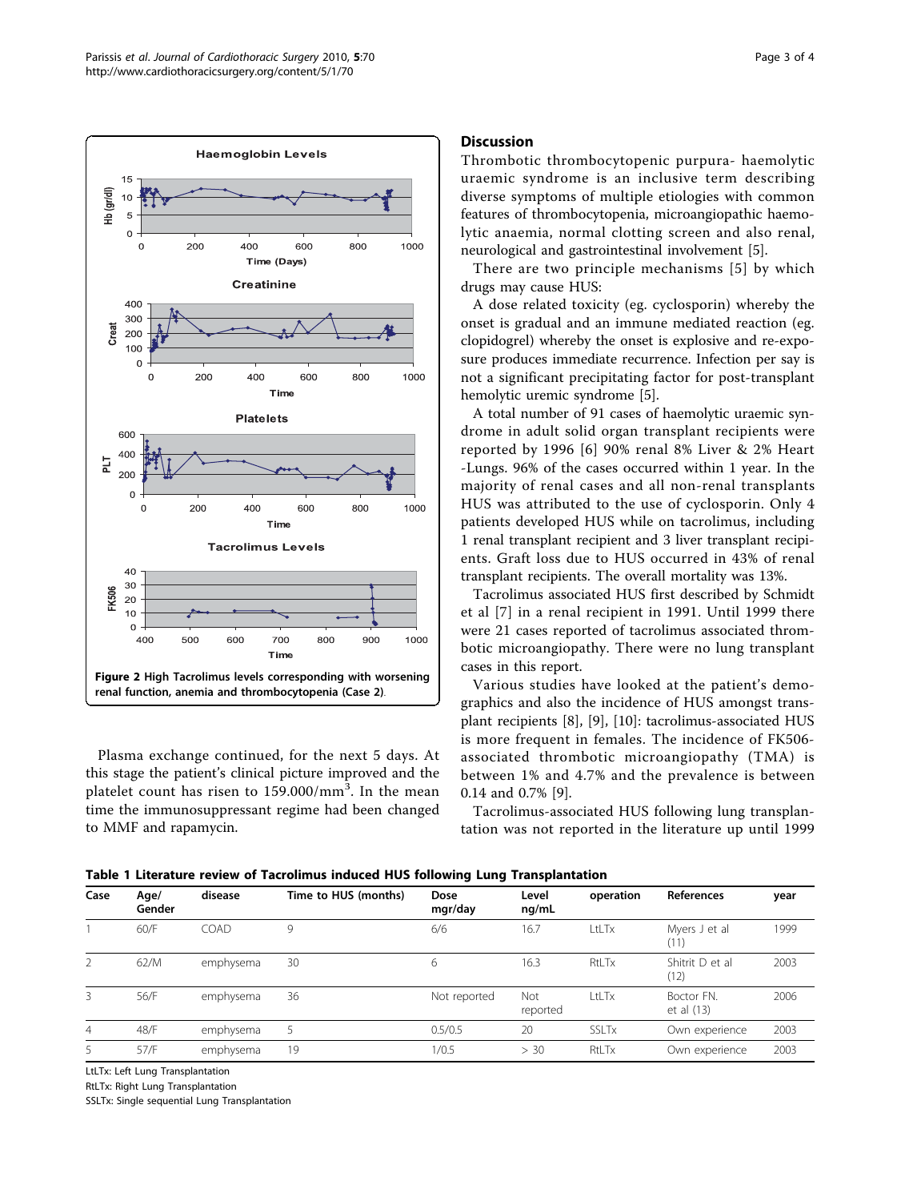Figure 2 High Tacrolimus levels corresponding with worsening renal function, anemia and thrombocytopenia (Case 2).

Plasma exchange continued, for the next 5 days. At this stage the patient's clinical picture improved and the platelet count has risen to 159.000/mm$^3$. In the mean time the immunosuppressant regime had been changed to MMF and rapamycin.

## Discussion

Thrombotic thrombocytopenic purpura- haemolytic uraemic syndrome is an inclusive term describing diverse symptoms of multiple etiologies with common features of thrombocytopenia, microangiopathic haemolytic anaemia, normal clotting screen and also renal, neurological and gastrointestinal involvement [5].

There are two principle mechanisms [5] by which drugs may cause HUS:

A dose related toxicity (eg. cyclosporin) whereby the onset is gradual and an immune mediated reaction (eg. clopidogrel) whereby the onset is explosive and re-exposure produces immediate recurrence. Infection per say is not a significant precipitating factor for post-transplant hemolytic uremic syndrome [5].

A total number of 91 cases of haemolytic uraemic syndrome in adult solid organ transplant recipients were reported by 1996 [6] 90% renal 8% Liver & 2% Heart -Lungs. 96% of the cases occurred within 1 year. In the majority of renal cases and all non-renal transplants HUS was attributed to the use of cyclosporin. Only 4 patients developed HUS while on tacrolimus, including 1 renal transplant recipient and 3 liver transplant recipients. Graft loss due to HUS occurred in 43% of renal transplant recipients. The overall mortality was 13%.

Tacrolimus associated HUS first described by Schmidt et al [7] in a renal recipient in 1991. Until 1999 there were 21 cases reported of tacrolimus associated thrombotic microangiopathy. There were no lung transplant cases in this report.

Various studies have looked at the patient's demographics and also the incidence of HUS amongst transplant recipients [8], [9], [10]: tacrolimus-associated HUS is more frequent in females. The incidence of FK506-associated thrombotic microangiopathy (TMA) is between 1% and 4.7% and the prevalence is between 0.14 and 0.7% [9].

Tacrolimus-associated HUS following lung transplantation was not reported in the literature up until 1999

**Table 1 Literature review of Tacrolimus induced HUS following Lung Transplantation**

| Case | Age/ Gender | disease | Time to HUS (months) | Dose mgr/day | Level ng/mL | operation | References | year |
|---|---|---|---|---|---|---|---|---|
| 1 | 60/F | COAD | 9 | 6/6 | 16.7 | LtLTx | Myers J et al (11) | 1999 |
| 2 | 62/M | emphysema | 30 | 6 | 16.3 | RtLTx | Shitrit D et al (12) | 2003 |
| 3 | 56/F | emphysema | 36 | Not reported | Not reported | LtLTx | Boctor FN. et al (13) | 2006 |
| 4 | 48/F | emphysema | 5 | 0.5/0.5 | 20 | SSLTx | Own experience | 2003 |
| 5 | 57/F | emphysema | 19 | 1/0.5 | > 30 | RtLTx | Own experience | 2003 |

LtLTx: Left Lung Transplantation

RtLTx: Right Lung Transplantation

SSLTx: Single sequential Lung Transplantation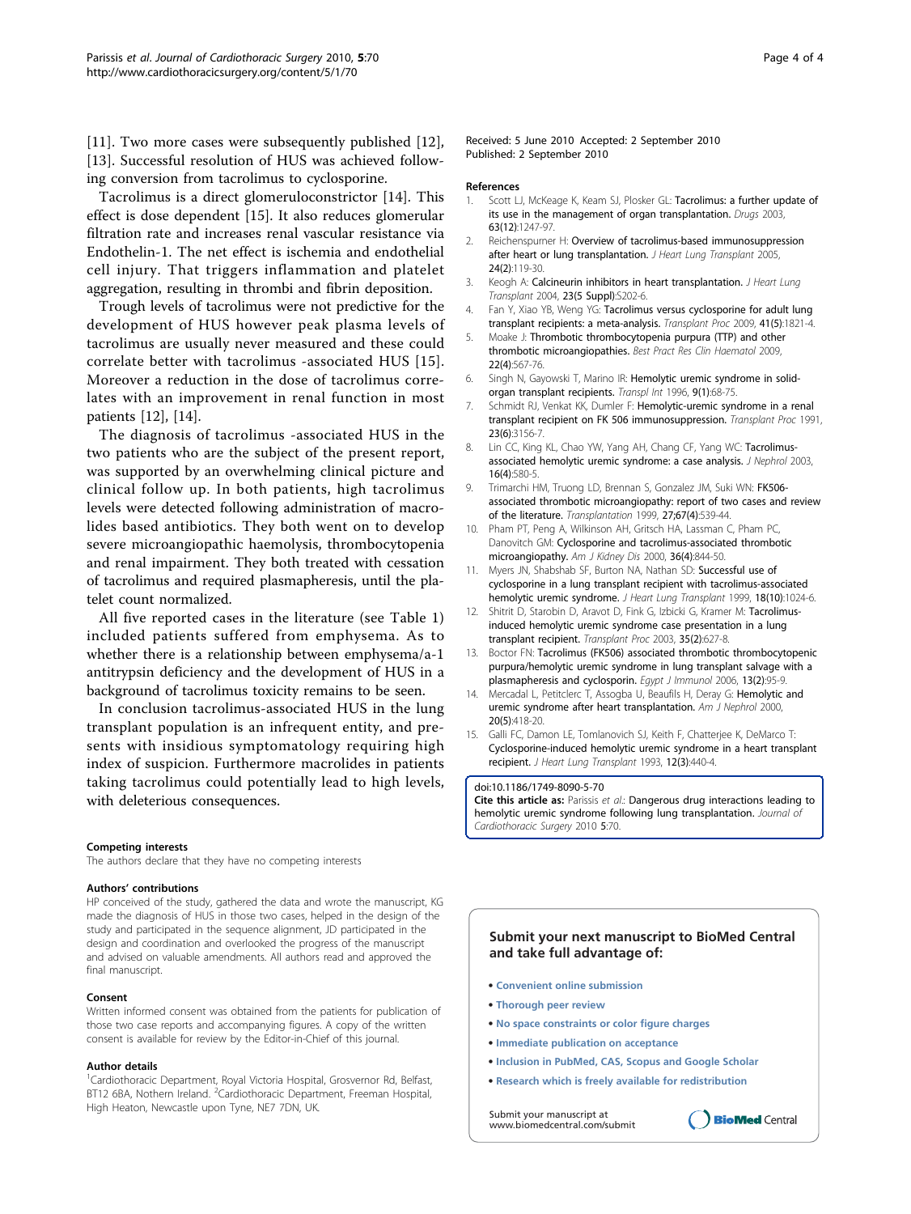[11]. Two more cases were subsequently published [12], [13]. Successful resolution of HUS was achieved following conversion from tacrolimus to cyclosporine.

Tacrolimus is a direct glomeruloconstrictor [14]. This effect is dose dependent [15]. It also reduces glomerular filtration rate and increases renal vascular resistance via Endothelin-1. The net effect is ischemia and endothelial cell injury. That triggers inflammation and platelet aggregation, resulting in thrombi and fibrin deposition.

Trough levels of tacrolimus were not predictive for the development of HUS however peak plasma levels of tacrolimus are usually never measured and these could correlate better with tacrolimus -associated HUS [15]. Moreover a reduction in the dose of tacrolimus correlates with an improvement in renal function in most patients [12], [14].

The diagnosis of tacrolimus -associated HUS in the two patients who are the subject of the present report, was supported by an overwhelming clinical picture and clinical follow up. In both patients, high tacrolimus levels were detected following administration of macrolides based antibiotics. They both went on to develop severe microangiopathic haemolysis, thrombocytopenia and renal impairment. They both treated with cessation of tacrolimus and required plasmapheresis, until the platelet count normalized.

All five reported cases in the literature (see Table 1) included patients suffered from emphysema. As to whether there is a relationship between emphysema/a-1 antitrypsin deficiency and the development of HUS in a background of tacrolimus toxicity remains to be seen.

In conclusion tacrolimus-associated HUS in the lung transplant population is an infrequent entity, and presents with insidious symptomatology requiring high index of suspicion. Furthermore macrolides in patients taking tacrolimus could potentially lead to high levels, with deleterious consequences.

#### Competing interests
The authors declare that they have no competing interests

#### Authors' contributions
HP conceived of the study, gathered the data and wrote the manuscript, KG made the diagnosis of HUS in those two cases, helped in the design of the study and participated in the sequence alignment, JD participated in the design and coordination and overlooked the progress of the manuscript and advised on valuable amendments. All authors read and approved the final manuscript.

#### Consent
Written informed consent was obtained from the patients for publication of those two case reports and accompanying figures. A copy of the written consent is available for review by the Editor-in-Chief of this journal.

#### Author details
[1]Cardiothoracic Department, Royal Victoria Hospital, Grosvernor Rd, Belfast, BT12 6BA, Northern Ireland. [2]Cardiothoracic Department, Freeman Hospital, High Heaton, Newcastle upon Tyne, NE7 7DN, UK.

Received: 5 June 2010 Accepted: 2 September 2010
Published: 2 September 2010

#### References
1. Scott LJ, McKeage K, Keam SJ, Plosker GL: **Tacrolimus: a further update of its use in the management of organ transplantation.** *Drugs* 2003, **63(12)**:1247-97.
2. Reichenspurner H: **Overview of tacrolimus-based immunosuppression after heart or lung transplantation.** *J Heart Lung Transplant* 2005, **24(2)**:119-30.
3. Keogh A: **Calcineurin inhibitors in heart transplantation.** *J Heart Lung Transplant* 2004, **23(5 Suppl)**:S202-6.
4. Fan Y, Xiao YB, Weng YG: **Tacrolimus versus cyclosporine for adult lung transplant recipients: a meta-analysis.** *Transplant Proc* 2009, **41(5)**:1821-4.
5. Moake J: **Thrombotic thrombocytopenia purpura (TTP) and other thrombotic microangiopathies.** *Best Pract Res Clin Haematol* 2009, **22(4)**:567-76.
6. Singh N, Gayowski T, Marino IR: **Hemolytic uremic syndrome in solid-organ transplant recipients.** *Transpl Int* 1996, **9(1)**:68-75.
7. Schmidt RJ, Venkat KK, Dumler F: **Hemolytic-uremic syndrome in a renal transplant recipient on FK 506 immunosuppression.** *Transplant Proc* 1991, **23(6)**:3156-7.
8. Lin CC, King KL, Chao YW, Yang AH, Chang CF, Yang WC: **Tacrolimus-associated hemolytic uremic syndrome: a case analysis.** *J Nephrol* 2003, **16(4)**:580-5.
9. Trimarchi HM, Truong LD, Brennan S, Gonzalez JM, Suki WN: **FK506-associated thrombotic microangiopathy: report of two cases and review of the literature.** *Transplantation* 1999, **27;67(4)**:539-44.
10. Pham PT, Peng A, Wilkinson AH, Gritsch HA, Lassman C, Pham PC, Danovitch GM: **Cyclosporine and tacrolimus-associated thrombotic microangiopathy.** *Am J Kidney Dis* 2000, **36(4)**:844-50.
11. Myers JN, Shabshab SF, Burton NA, Nathan SD: **Successful use of cyclosporine in a lung transplant recipient with tacrolimus-associated hemolytic uremic syndrome.** *J Heart Lung Transplant* 1999, **18(10)**:1024-6.
12. Shitrit D, Starobin D, Aravot D, Fink G, Izbicki G, Kramer M: **Tacrolimus-induced hemolytic uremic syndrome case presentation in a lung transplant recipient.** *Transplant Proc* 2003, **35(2)**:627-8.
13. Boctor FN: **Tacrolimus (FK506) associated thrombotic thrombocytopenic purpura/hemolytic uremic syndrome in lung transplant salvage with a plasmapheresis and cyclosporin.** *Egypt J Immunol* 2006, **13(2)**:95-9.
14. Mercadal L, Petitclerc T, Assogba U, Beaufils H, Deray G: **Hemolytic and uremic syndrome after heart transplantation.** *Am J Nephrol* 2000, **20(5)**:418-20.
15. Galli FC, Damon LE, Tomlanovich SJ, Keith F, Chatterjee K, DeMarco T: **Cyclosporine-induced hemolytic uremic syndrome in a heart transplant recipient.** *J Heart Lung Transplant* 1993, **12(3)**:440-4.

doi:10.1186/1749-8090-5-70
**Cite this article as:** Parissis *et al.*: Dangerous drug interactions leading to hemolytic uremic syndrome following lung transplantation. *Journal of Cardiothoracic Surgery* 2010 **5**:70.

**Submit your next manuscript to BioMed Central and take full advantage of:**

- Convenient online submission
- Thorough peer review
- No space constraints or color figure charges
- Immediate publication on acceptance
- Inclusion in PubMed, CAS, Scopus and Google Scholar
- Research which is freely available for redistribution

Submit your manuscript at
www.biomedcentral.com/submit

BioMed Central